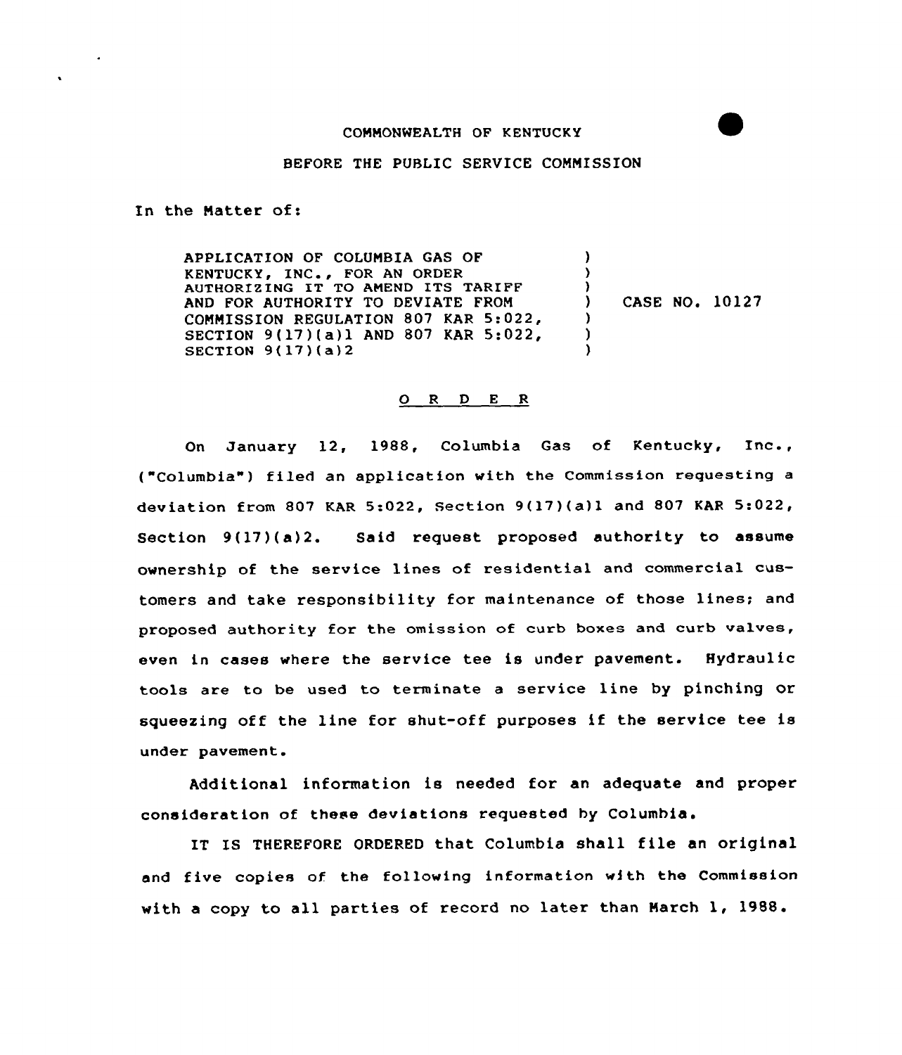COMMONWEALTH OF KENTUCKY

BEFORE THE PUBLIC SERVICE COMMISSION

In the Matter of:

| | | |
|---|---|---|
| APPLICATION OF COLUMBIA GAS OF KENTUCKY, INC., FOR AN ORDER AUTHORIZING IT TO AMEND ITS TARIFF AND FOR AUTHORITY TO DEVIATE FROM COMMISSION REGULATION 807 KAR 5:022, SECTION 9(17)(a)1 AND 807 KAR 5:022, SECTION 9(17)(a)2 | ) | CASE NO. 10127 |

O R D E R

On January 12, 1988, Columbia Gas of Kentucky, Inc., ("Columbia") filed an application with the Commission requesting a deviation from 807 KAR 5:022, Section 9(17)(a)1 and 807 KAR 5:022, Section 9(17)(a)2. Said request proposed authority to assume ownership of the service lines of residential and commercial customers and take responsibility for maintenance of those lines; and proposed authority for the omission of curb boxes and curb valves, even in cases where the service tee is under pavement. Hydraulic tools are to be used to terminate a service line by pinching or squeezing off the line for shut-off purposes if the service tee is under pavement.

Additional information is needed for an adequate and proper consideration of these deviations requested by Columbia.

IT IS THEREFORE ORDERED that Columbia shall file an original and five copies of the following information with the Commission with a copy to all parties of record no later than March 1, 1988.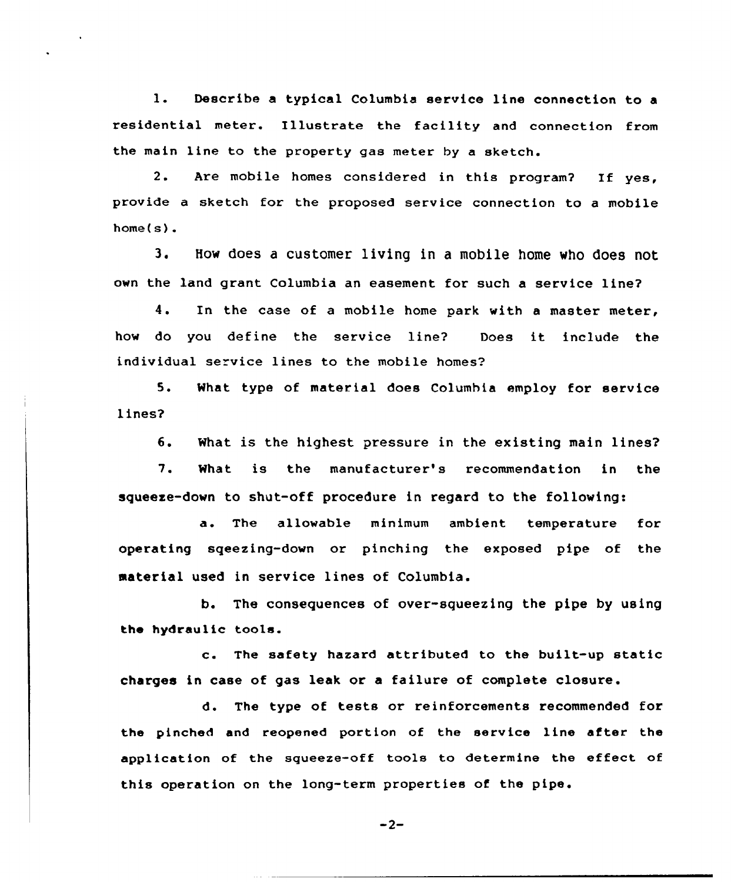1. Describe a typical Columbia service line connection to a residential meter. Illustrate the facility and connection from the main line to the property gas meter by a sketch.

2. Are mobile homes considered in this program? If yes, provide a sketch for the proposed service connection to a mobile home(s).

3. How does a customer living in a mobile home who does not own the land grant Columbia an easement for such a service line?

4. In the case of a mobile home park with a master meter, how do you define the service line? Does it include the individual service lines to the mobile homes?

5. What type of material does Columbia employ for service lines?

6. What is the highest pressure in the existing main lines?

7. What is the manufacturer's recommendation in the squeeze-down to shut-off procedure in regard to the following:

   a. The allowable minimum ambient temperature for operating sqeezing-down or pinching the exposed pipe of the material used in service lines of Columbia.

   b. The consequences of over-squeezing the pipe by using the hydraulic tools.

   c. The safety hazard attributed to the built-up static charges in case of gas leak or a failure of complete closure.

   d. The type of tests or reinforcements recommended for the pinched and reopened portion of the service line after the application of the squeeze-off tools to determine the effect of this operation on the long-term properties of the pipe.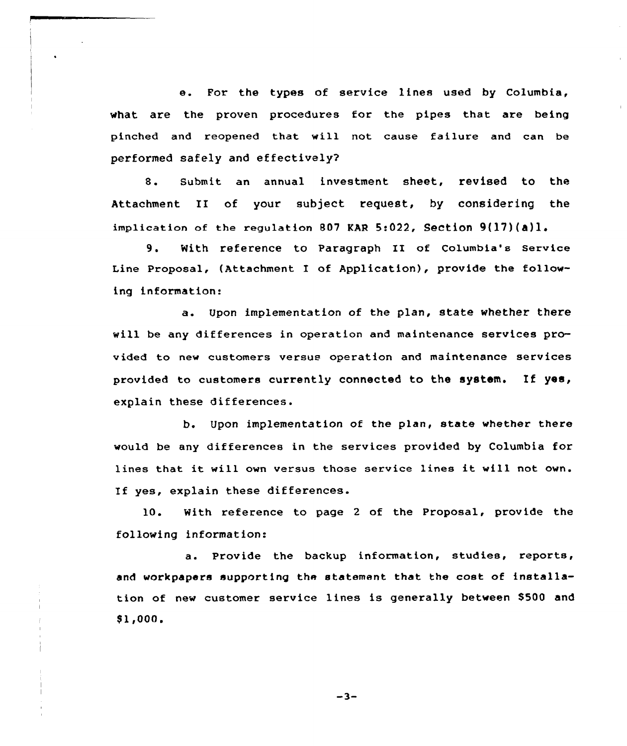e. For the types of service lines used by Columbia, what are the proven procedures for the pipes that are being pinched and reopened that will not cause failure and can be performed safely and effectively?

8. Submit an annual investment sheet, revised to the Attachment II of your subject request, by considering the implication of the regulation 807 KAR 5:022, Section 9(17)(a)1.

9. With reference to Paragraph II of Columbia's Service Line Proposal, (Attachment I of Application), provide the following information:

a. Upon implementation of the plan, state whether there will be any differences in operation and maintenance services provided to new customers versus operation and maintenance services provided to customers currently connected to the system. If yes, explain these differences.

b. Upon implementation of the plan, state whether there would be any differences in the services provided by Columbia for lines that it will own versus those service lines it will not own. If yes, explain these differences.

10. With reference to page 2 of the Proposal, provide the following information:

a. Provide the backup information, studies, reports, and workpapers supporting the statement that the cost of installation of new customer service lines is generally between $500 and $1,000.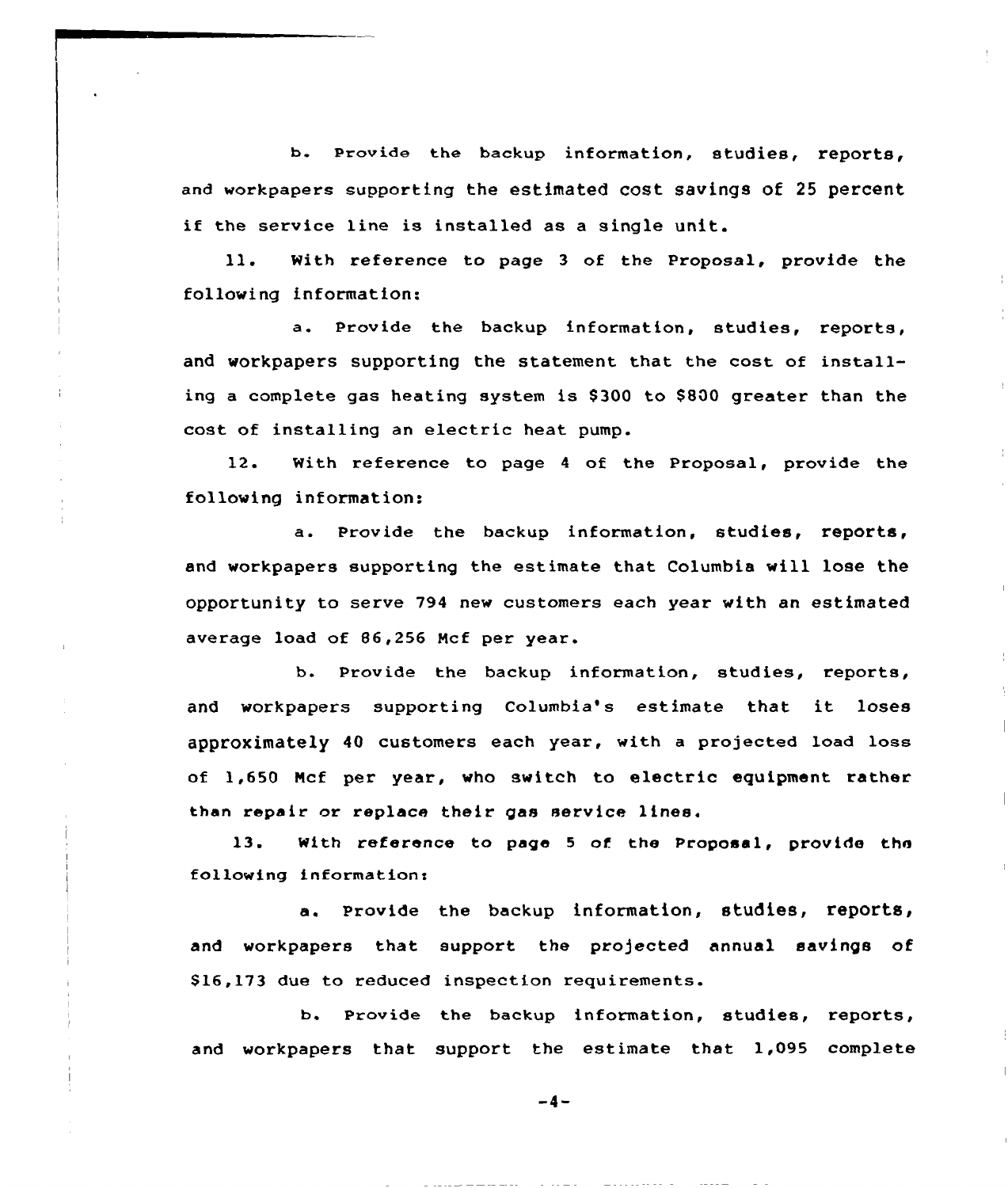b. Provide the backup information, studies, reports, and workpapers supporting the estimated cost savings of 25 percent if the service line is installed as a single unit.

11. With reference to page 3 of the Proposal, provide the following information:

a. Provide the backup information, studies, reports, and workpapers supporting the statement that the cost of installing a complete gas heating system is $300 to $800 greater than the cost of installing an electric heat pump.

12. With reference to page 4 of the Proposal, provide the following information:

a. Provide the backup information, studies, reports, and workpapers supporting the estimate that Columbia will lose the opportunity to serve 794 new customers each year with an estimated average load of 86,256 Mcf per year.

b. Provide the backup information, studies, reports, and workpapers supporting Columbia's estimate that it loses approximately 40 customers each year, with a projected load loss of 1,650 Mcf per year, who switch to electric equipment rather than repair or replace their gas service lines.

13. With reference to page 5 of the Proposal, provide the following information:

a. Provide the backup information, studies, reports, and workpapers that support the projected annual savings of $16,173 due to reduced inspection requirements.

b. Provide the backup information, studies, reports, and workpapers that support the estimate that 1,095 complete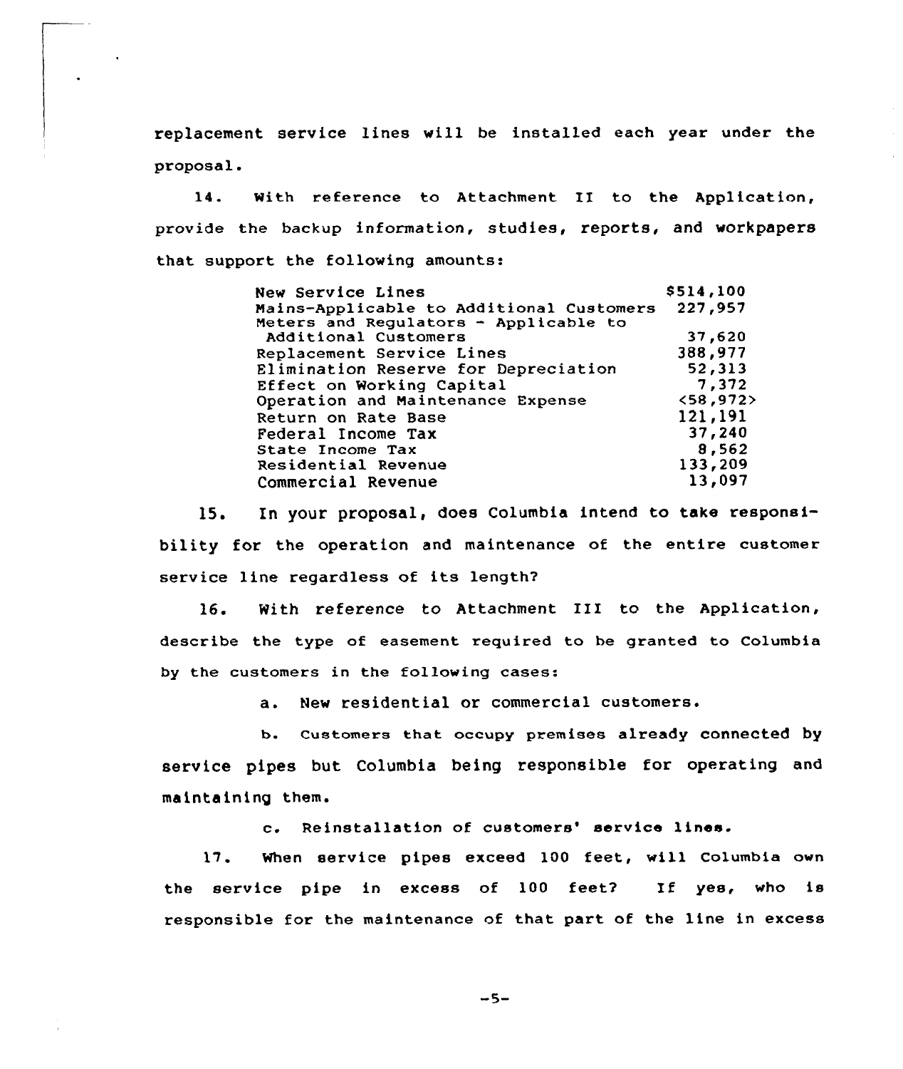replacement service lines will be installed each year under the proposal.

14. With reference to Attachment II to the Application, provide the backup information, studies, reports, and workpapers that support the following amounts:

| | |
|---|---|
| New Service Lines | $514,100 |
| Mains-Applicable to Additional Customers | 227,957 |
| Meters and Regulators - Applicable to Additional Customers | 37,620 |
| Replacement Service Lines | 388,977 |
| Elimination Reserve for Depreciation | 52,313 |
| Effect on Working Capital | 7,372 |
| Operation and Maintenance Expense | <58,972> |
| Return on Rate Base | 121,191 |
| Federal Income Tax | 37,240 |
| State Income Tax | 8,562 |
| Residential Revenue | 133,209 |
| Commercial Revenue | 13,097 |

15. In your proposal, does Columbia intend to take responsibility for the operation and maintenance of the entire customer service line regardless of its length?

16. With reference to Attachment III to the Application, describe the type of easement required to be granted to Columbia by the customers in the following cases:

a. New residential or commercial customers.

b. Customers that occupy premises already connected by service pipes but Columbia being responsible for operating and maintaining them.

c. Reinstallation of customers' service lines.

17. When service pipes exceed 100 feet, will Columbia own the service pipe in excess of 100 feet? If yes, who is responsible for the maintenance of that part of the line in excess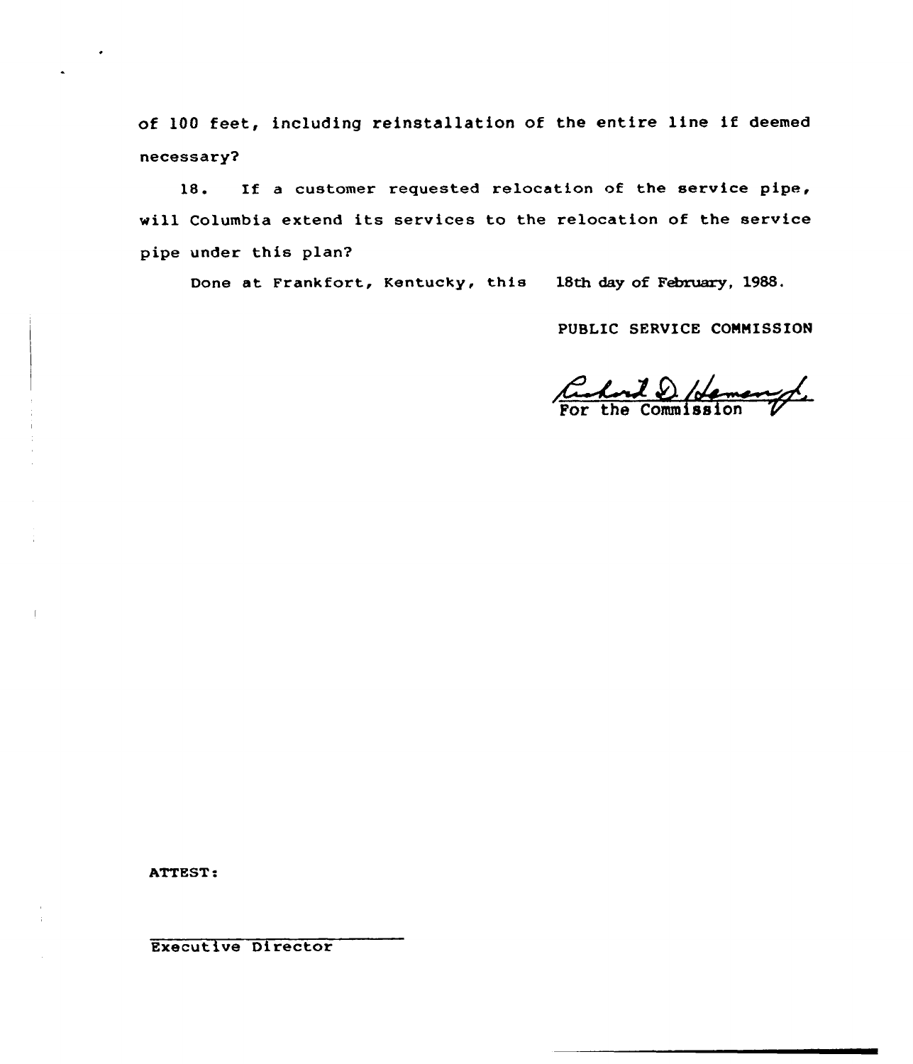of 100 feet, including reinstallation of the entire line if deemed necessary?

18. If a customer requested relocation of the service pipe, will Columbia extend its services to the relocation of the service pipe under this plan?

Done at Frankfort, Kentucky, this 18th day of February, 1988.

PUBLIC SERVICE COMMISSION

For the Commission

ATTEST:

Executive Director